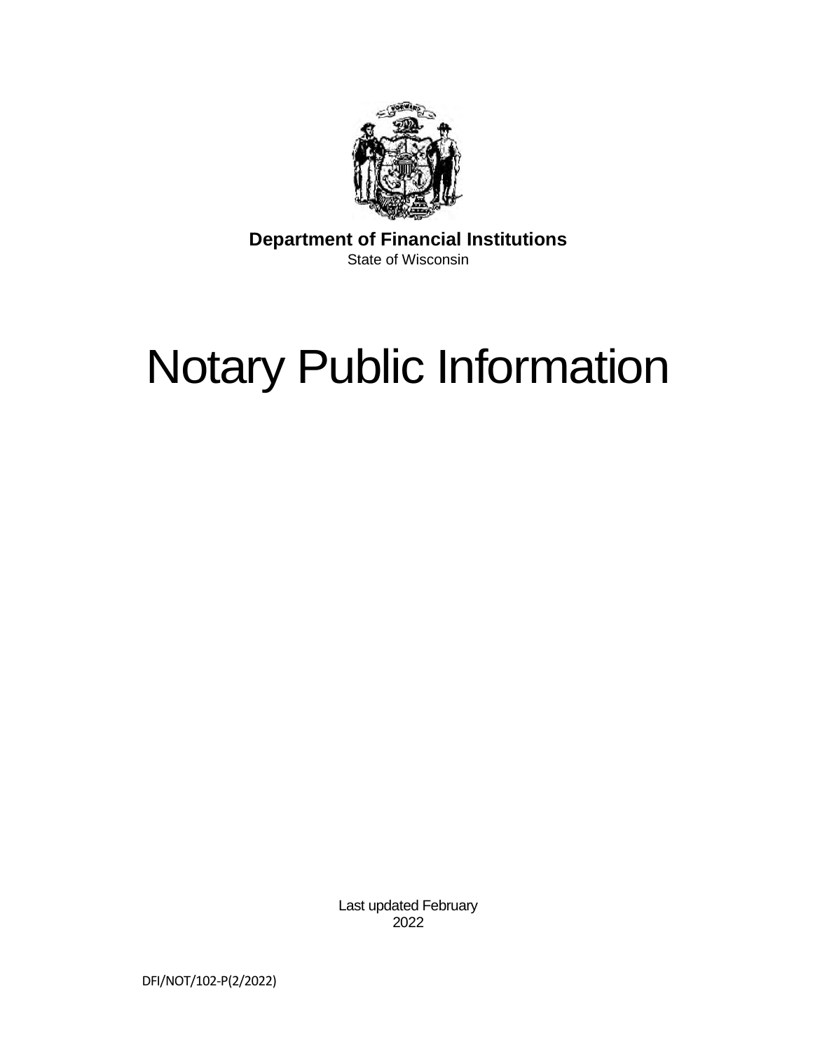**Department of Financial Institutions**
State of Wisconsin

# Notary Public Information

Last updated February 2022

DFI/NOT/102-P(2/2022)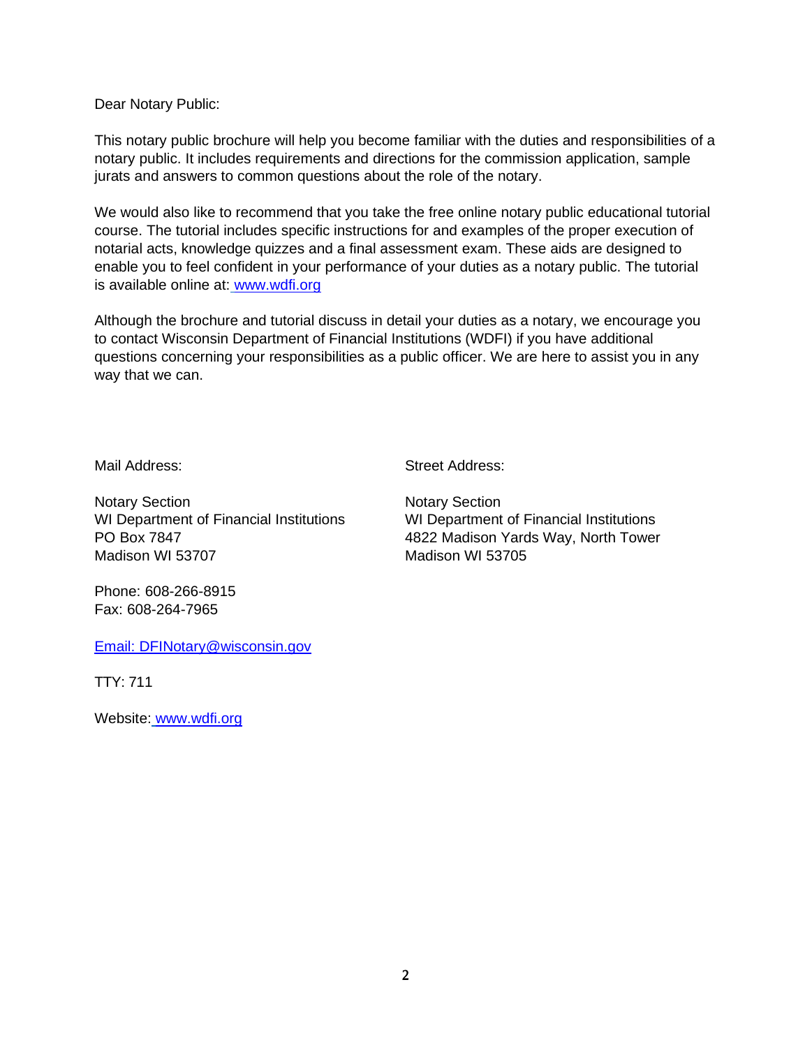Dear Notary Public:

This notary public brochure will help you become familiar with the duties and responsibilities of a notary public. It includes requirements and directions for the commission application, sample jurats and answers to common questions about the role of the notary.

We would also like to recommend that you take the free online notary public educational tutorial course. The tutorial includes specific instructions for and examples of the proper execution of notarial acts, knowledge quizzes and a final assessment exam. These aids are designed to enable you to feel confident in your performance of your duties as a notary public. The tutorial is available online at: [www.wdfi.org](http://www.wdfi.org)

Although the brochure and tutorial discuss in detail your duties as a notary, we encourage you to contact Wisconsin Department of Financial Institutions (WDFI) if you have additional questions concerning your responsibilities as a public officer. We are here to assist you in any way that we can.

Mail Address:

Notary Section
WI Department of Financial Institutions
PO Box 7847
Madison WI 53707

Street Address:

Notary Section
WI Department of Financial Institutions
4822 Madison Yards Way, North Tower
Madison WI 53705

Phone: 608-266-8915
Fax: 608-264-7965

[Email: DFINotary@wisconsin.gov](mailto:DFINotary@wisconsin.gov)

TTY: 711

Website: [www.wdfi.org](http://www.wdfi.org)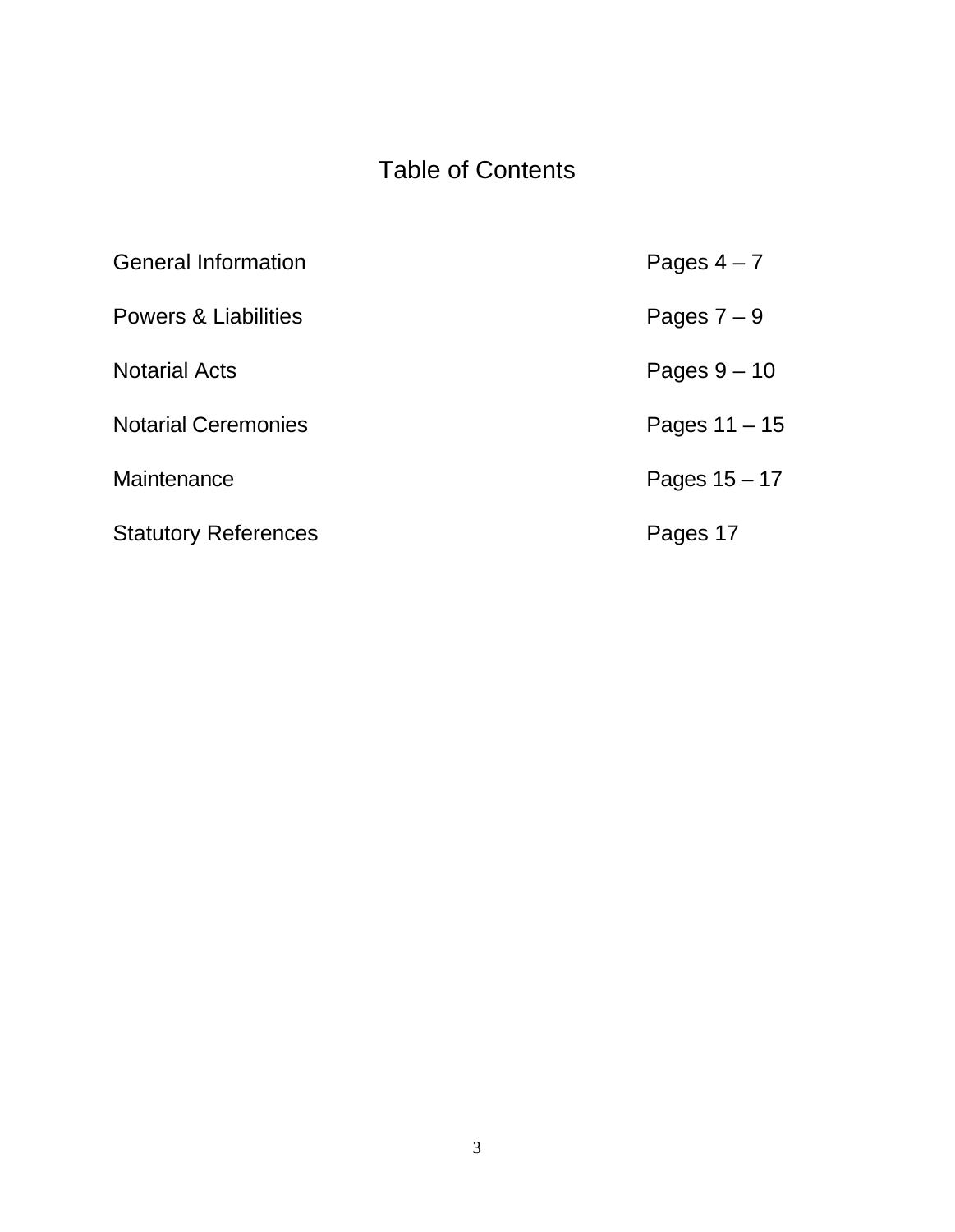# Table of Contents

| | |
|---|---|
| General Information | Pages 4 – 7 |
| Powers & Liabilities | Pages 7 – 9 |
| Notarial Acts | Pages 9 – 10 |
| Notarial Ceremonies | Pages 11 – 15 |
| Maintenance | Pages 15 – 17 |
| Statutory References | Pages 17 |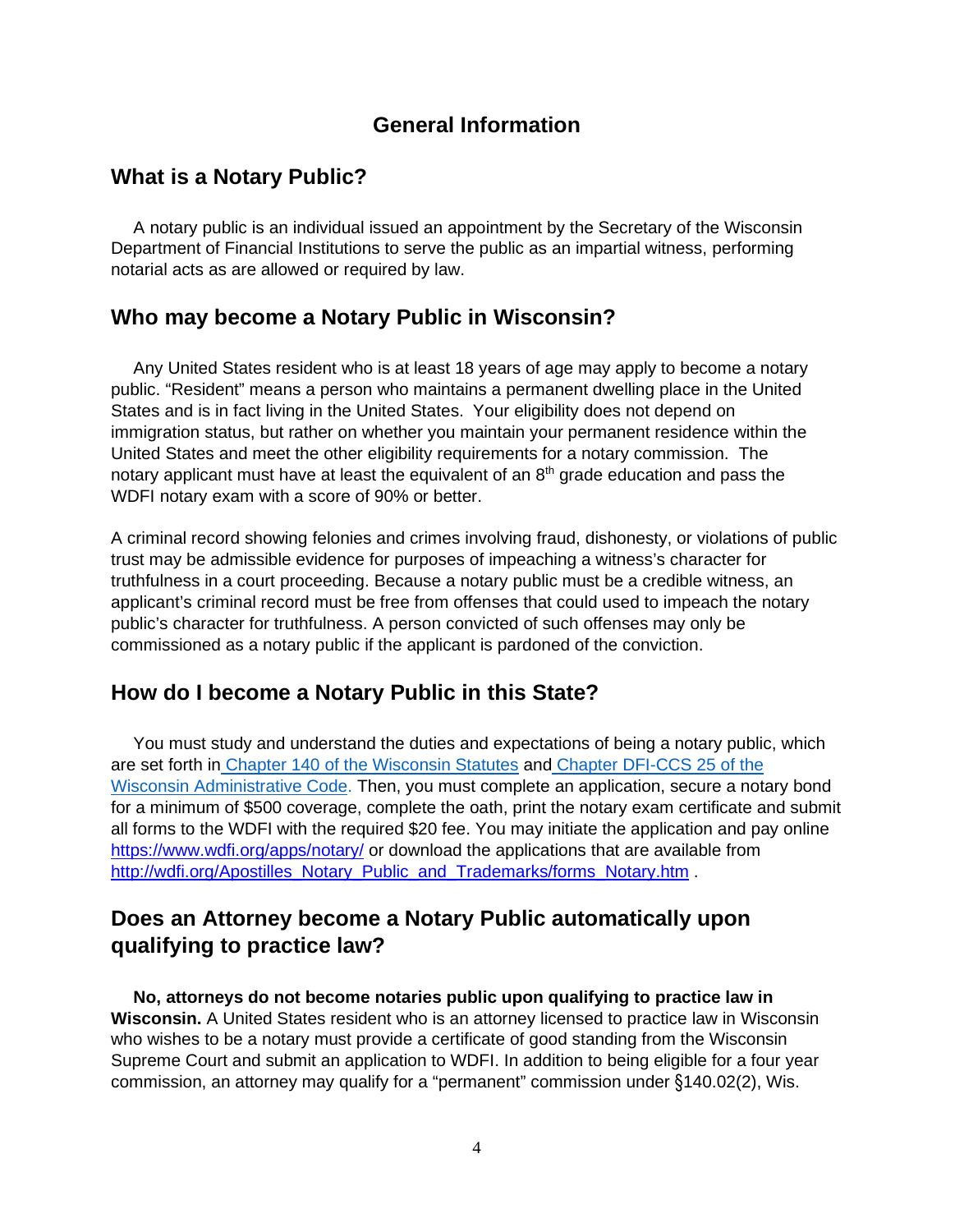# General Information

## What is a Notary Public?

A notary public is an individual issued an appointment by the Secretary of the Wisconsin Department of Financial Institutions to serve the public as an impartial witness, performing notarial acts as are allowed or required by law.

## Who may become a Notary Public in Wisconsin?

Any United States resident who is at least 18 years of age may apply to become a notary public. "Resident" means a person who maintains a permanent dwelling place in the United States and is in fact living in the United States. Your eligibility does not depend on immigration status, but rather on whether you maintain your permanent residence within the United States and meet the other eligibility requirements for a notary commission. The notary applicant must have at least the equivalent of an 8th grade education and pass the WDFI notary exam with a score of 90% or better.

A criminal record showing felonies and crimes involving fraud, dishonesty, or violations of public trust may be admissible evidence for purposes of impeaching a witness's character for truthfulness in a court proceeding. Because a notary public must be a credible witness, an applicant's criminal record must be free from offenses that could used to impeach the notary public's character for truthfulness. A person convicted of such offenses may only be commissioned as a notary public if the applicant is pardoned of the conviction.

## How do I become a Notary Public in this State?

You must study and understand the duties and expectations of being a notary public, which are set forth in Chapter 140 of the Wisconsin Statutes and Chapter DFI-CCS 25 of the Wisconsin Administrative Code. Then, you must complete an application, secure a notary bond for a minimum of $500 coverage, complete the oath, print the notary exam certificate and submit all forms to the WDFI with the required $20 fee. You may initiate the application and pay online https://www.wdfi.org/apps/notary/ or download the applications that are available from http://wdfi.org/Apostilles_Notary_Public_and_Trademarks/forms_Notary.htm .

## Does an Attorney become a Notary Public automatically upon qualifying to practice law?

**No, attorneys do not become notaries public upon qualifying to practice law in Wisconsin.** A United States resident who is an attorney licensed to practice law in Wisconsin who wishes to be a notary must provide a certificate of good standing from the Wisconsin Supreme Court and submit an application to WDFI. In addition to being eligible for a four year commission, an attorney may qualify for a "permanent" commission under §140.02(2), Wis.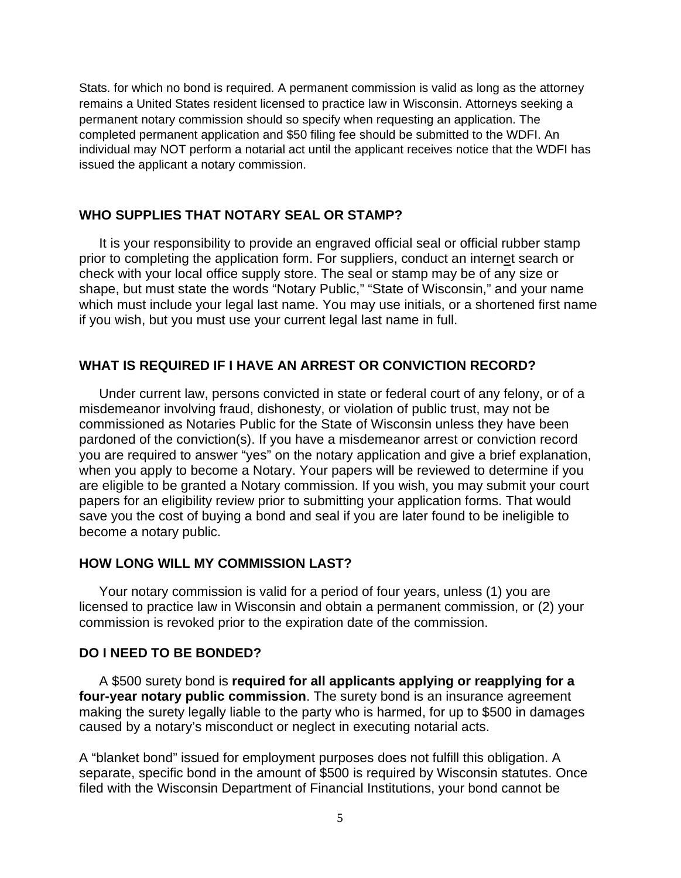Stats. for which no bond is required. A permanent commission is valid as long as the attorney remains a United States resident licensed to practice law in Wisconsin. Attorneys seeking a permanent notary commission should so specify when requesting an application. The completed permanent application and $50 filing fee should be submitted to the WDFI. An individual may NOT perform a notarial act until the applicant receives notice that the WDFI has issued the applicant a notary commission.

## WHO SUPPLIES THAT NOTARY SEAL OR STAMP?

It is your responsibility to provide an engraved official seal or official rubber stamp prior to completing the application form. For suppliers, conduct an internet search or check with your local office supply store. The seal or stamp may be of any size or shape, but must state the words "Notary Public," "State of Wisconsin," and your name which must include your legal last name. You may use initials, or a shortened first name if you wish, but you must use your current legal last name in full.

## WHAT IS REQUIRED IF I HAVE AN ARREST OR CONVICTION RECORD?

Under current law, persons convicted in state or federal court of any felony, or of a misdemeanor involving fraud, dishonesty, or violation of public trust, may not be commissioned as Notaries Public for the State of Wisconsin unless they have been pardoned of the conviction(s). If you have a misdemeanor arrest or conviction record you are required to answer "yes" on the notary application and give a brief explanation, when you apply to become a Notary. Your papers will be reviewed to determine if you are eligible to be granted a Notary commission. If you wish, you may submit your court papers for an eligibility review prior to submitting your application forms. That would save you the cost of buying a bond and seal if you are later found to be ineligible to become a notary public.

## HOW LONG WILL MY COMMISSION LAST?

Your notary commission is valid for a period of four years, unless (1) you are licensed to practice law in Wisconsin and obtain a permanent commission, or (2) your commission is revoked prior to the expiration date of the commission.

## DO I NEED TO BE BONDED?

A $500 surety bond is **required for all applicants applying or reapplying for a four-year notary public commission**. The surety bond is an insurance agreement making the surety legally liable to the party who is harmed, for up to $500 in damages caused by a notary's misconduct or neglect in executing notarial acts.

A "blanket bond" issued for employment purposes does not fulfill this obligation. A separate, specific bond in the amount of $500 is required by Wisconsin statutes. Once filed with the Wisconsin Department of Financial Institutions, your bond cannot be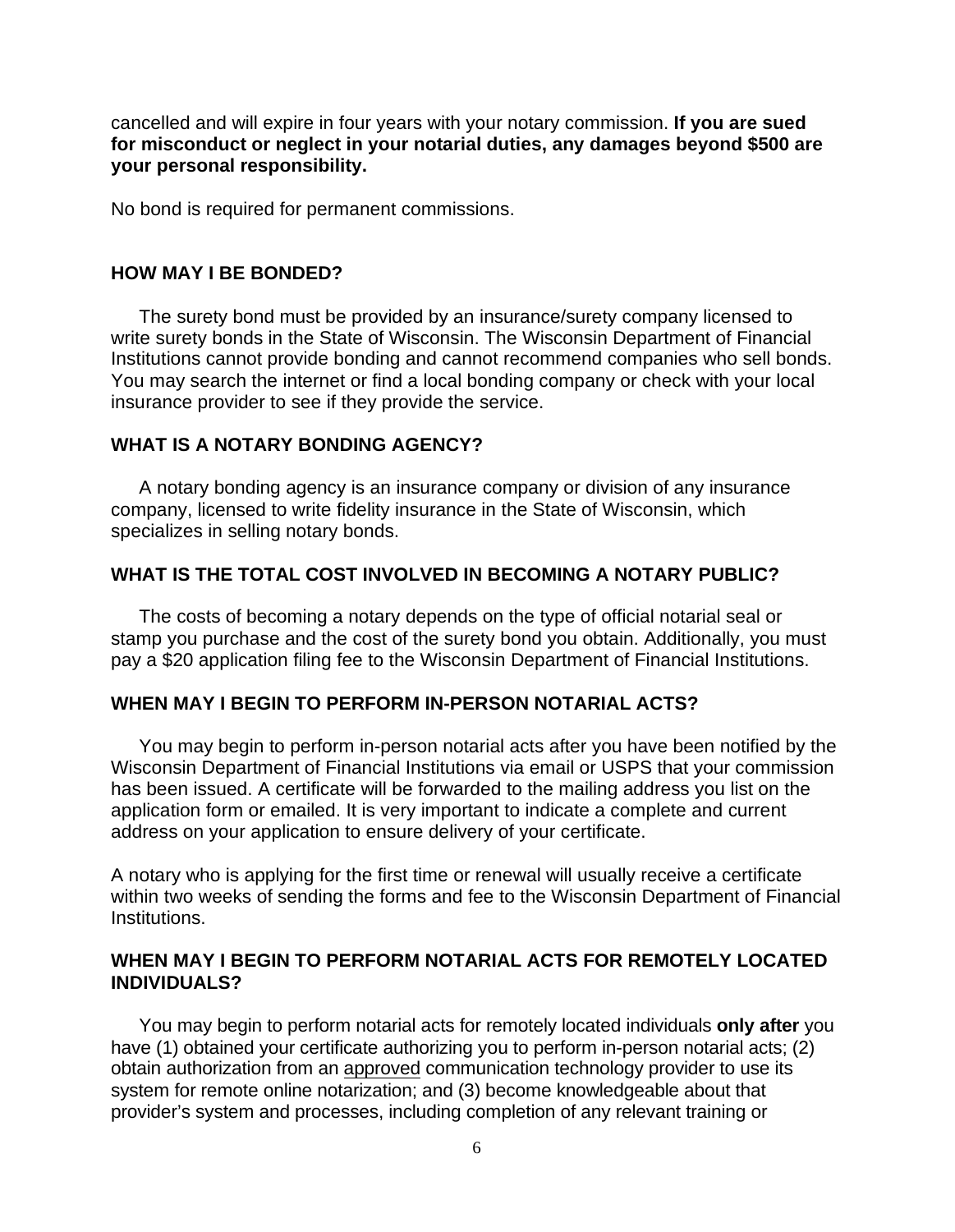cancelled and will expire in four years with your notary commission. **If you are sued for misconduct or neglect in your notarial duties, any damages beyond $500 are your personal responsibility.**

No bond is required for permanent commissions.

## HOW MAY I BE BONDED?

The surety bond must be provided by an insurance/surety company licensed to write surety bonds in the State of Wisconsin. The Wisconsin Department of Financial Institutions cannot provide bonding and cannot recommend companies who sell bonds. You may search the internet or find a local bonding company or check with your local insurance provider to see if they provide the service.

## WHAT IS A NOTARY BONDING AGENCY?

A notary bonding agency is an insurance company or division of any insurance company, licensed to write fidelity insurance in the State of Wisconsin, which specializes in selling notary bonds.

## WHAT IS THE TOTAL COST INVOLVED IN BECOMING A NOTARY PUBLIC?

The costs of becoming a notary depends on the type of official notarial seal or stamp you purchase and the cost of the surety bond you obtain. Additionally, you must pay a $20 application filing fee to the Wisconsin Department of Financial Institutions.

## WHEN MAY I BEGIN TO PERFORM IN-PERSON NOTARIAL ACTS?

You may begin to perform in-person notarial acts after you have been notified by the Wisconsin Department of Financial Institutions via email or USPS that your commission has been issued. A certificate will be forwarded to the mailing address you list on the application form or emailed. It is very important to indicate a complete and current address on your application to ensure delivery of your certificate.

A notary who is applying for the first time or renewal will usually receive a certificate within two weeks of sending the forms and fee to the Wisconsin Department of Financial Institutions.

## WHEN MAY I BEGIN TO PERFORM NOTARIAL ACTS FOR REMOTELY LOCATED INDIVIDUALS?

You may begin to perform notarial acts for remotely located individuals **only after** you have (1) obtained your certificate authorizing you to perform in-person notarial acts; (2) obtain authorization from an approved communication technology provider to use its system for remote online notarization; and (3) become knowledgeable about that provider's system and processes, including completion of any relevant training or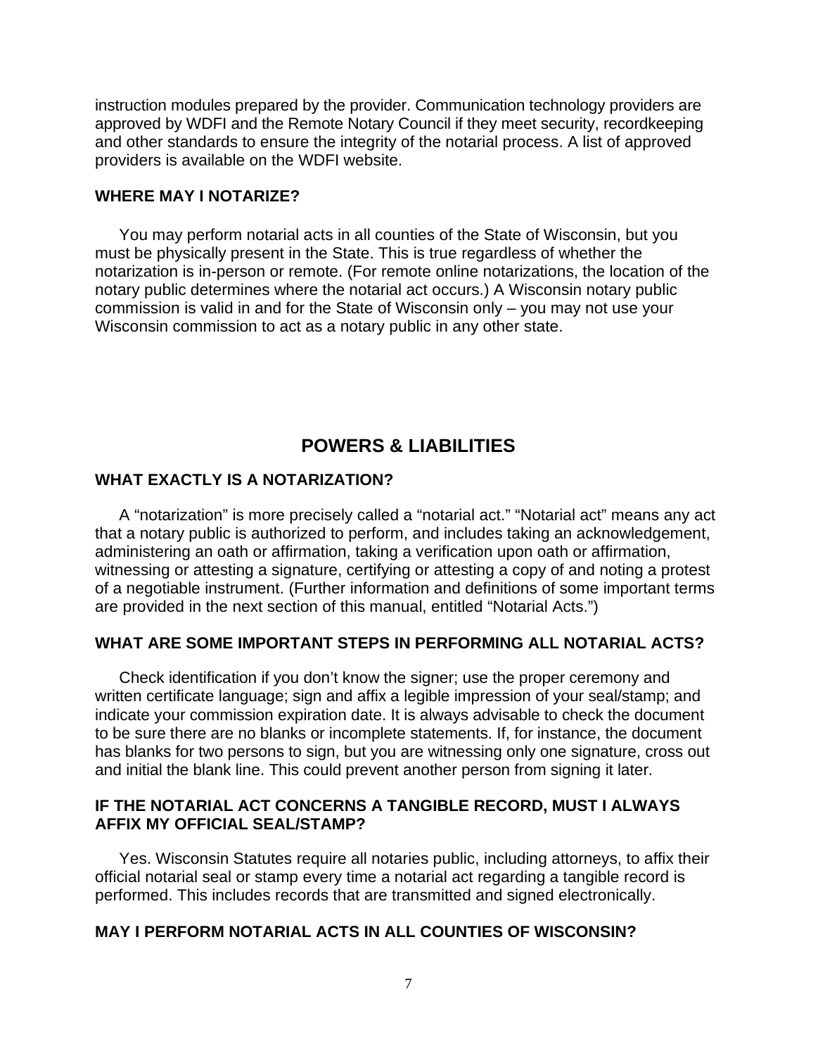instruction modules prepared by the provider. Communication technology providers are approved by WDFI and the Remote Notary Council if they meet security, recordkeeping and other standards to ensure the integrity of the notarial process. A list of approved providers is available on the WDFI website.

### WHERE MAY I NOTARIZE?

You may perform notarial acts in all counties of the State of Wisconsin, but you must be physically present in the State. This is true regardless of whether the notarization is in-person or remote. (For remote online notarizations, the location of the notary public determines where the notarial act occurs.) A Wisconsin notary public commission is valid in and for the State of Wisconsin only – you may not use your Wisconsin commission to act as a notary public in any other state.

## POWERS & LIABILITIES

### WHAT EXACTLY IS A NOTARIZATION?

A "notarization" is more precisely called a "notarial act." "Notarial act" means any act that a notary public is authorized to perform, and includes taking an acknowledgement, administering an oath or affirmation, taking a verification upon oath or affirmation, witnessing or attesting a signature, certifying or attesting a copy of and noting a protest of a negotiable instrument. (Further information and definitions of some important terms are provided in the next section of this manual, entitled "Notarial Acts.")

### WHAT ARE SOME IMPORTANT STEPS IN PERFORMING ALL NOTARIAL ACTS?

Check identification if you don't know the signer; use the proper ceremony and written certificate language; sign and affix a legible impression of your seal/stamp; and indicate your commission expiration date. It is always advisable to check the document to be sure there are no blanks or incomplete statements. If, for instance, the document has blanks for two persons to sign, but you are witnessing only one signature, cross out and initial the blank line. This could prevent another person from signing it later.

### IF THE NOTARIAL ACT CONCERNS A TANGIBLE RECORD, MUST I ALWAYS AFFIX MY OFFICIAL SEAL/STAMP?

Yes. Wisconsin Statutes require all notaries public, including attorneys, to affix their official notarial seal or stamp every time a notarial act regarding a tangible record is performed. This includes records that are transmitted and signed electronically.

### MAY I PERFORM NOTARIAL ACTS IN ALL COUNTIES OF WISCONSIN?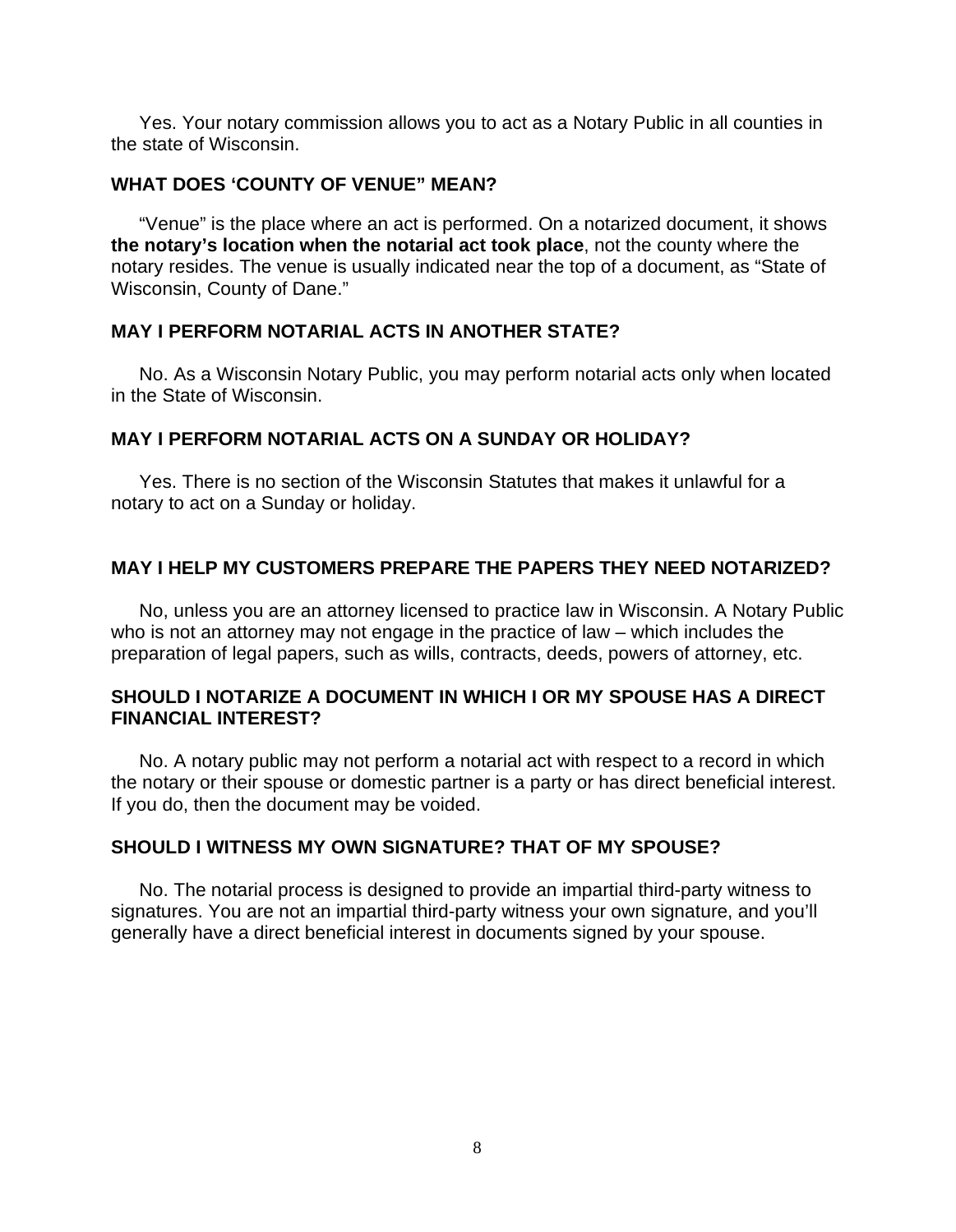Yes. Your notary commission allows you to act as a Notary Public in all counties in the state of Wisconsin.

### WHAT DOES 'COUNTY OF VENUE" MEAN?

"Venue" is the place where an act is performed. On a notarized document, it shows **the notary's location when the notarial act took place**, not the county where the notary resides. The venue is usually indicated near the top of a document, as "State of Wisconsin, County of Dane."

### MAY I PERFORM NOTARIAL ACTS IN ANOTHER STATE?

No. As a Wisconsin Notary Public, you may perform notarial acts only when located in the State of Wisconsin.

### MAY I PERFORM NOTARIAL ACTS ON A SUNDAY OR HOLIDAY?

Yes. There is no section of the Wisconsin Statutes that makes it unlawful for a notary to act on a Sunday or holiday.

### MAY I HELP MY CUSTOMERS PREPARE THE PAPERS THEY NEED NOTARIZED?

No, unless you are an attorney licensed to practice law in Wisconsin. A Notary Public who is not an attorney may not engage in the practice of law – which includes the preparation of legal papers, such as wills, contracts, deeds, powers of attorney, etc.

### SHOULD I NOTARIZE A DOCUMENT IN WHICH I OR MY SPOUSE HAS A DIRECT FINANCIAL INTEREST?

No. A notary public may not perform a notarial act with respect to a record in which the notary or their spouse or domestic partner is a party or has direct beneficial interest. If you do, then the document may be voided.

### SHOULD I WITNESS MY OWN SIGNATURE? THAT OF MY SPOUSE?

No. The notarial process is designed to provide an impartial third-party witness to signatures. You are not an impartial third-party witness your own signature, and you'll generally have a direct beneficial interest in documents signed by your spouse.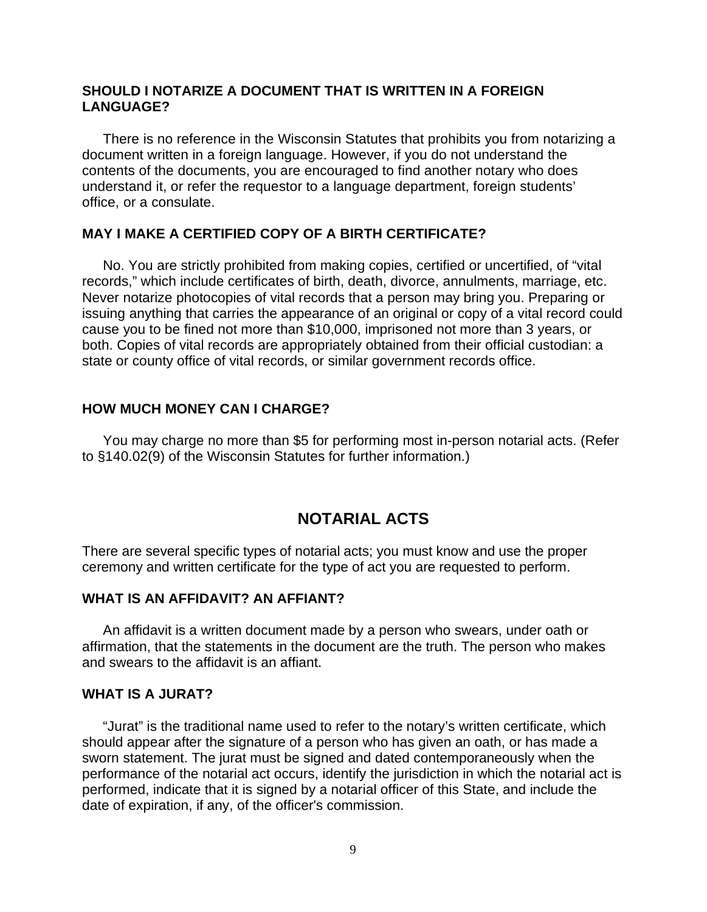### SHOULD I NOTARIZE A DOCUMENT THAT IS WRITTEN IN A FOREIGN LANGUAGE?

There is no reference in the Wisconsin Statutes that prohibits you from notarizing a document written in a foreign language. However, if you do not understand the contents of the documents, you are encouraged to find another notary who does understand it, or refer the requestor to a language department, foreign students' office, or a consulate.

### MAY I MAKE A CERTIFIED COPY OF A BIRTH CERTIFICATE?

No. You are strictly prohibited from making copies, certified or uncertified, of "vital records," which include certificates of birth, death, divorce, annulments, marriage, etc. Never notarize photocopies of vital records that a person may bring you. Preparing or issuing anything that carries the appearance of an original or copy of a vital record could cause you to be fined not more than $10,000, imprisoned not more than 3 years, or both. Copies of vital records are appropriately obtained from their official custodian: a state or county office of vital records, or similar government records office.

### HOW MUCH MONEY CAN I CHARGE?

You may charge no more than $5 for performing most in-person notarial acts. (Refer to §140.02(9) of the Wisconsin Statutes for further information.)

## NOTARIAL ACTS

There are several specific types of notarial acts; you must know and use the proper ceremony and written certificate for the type of act you are requested to perform.

### WHAT IS AN AFFIDAVIT? AN AFFIANT?

An affidavit is a written document made by a person who swears, under oath or affirmation, that the statements in the document are the truth. The person who makes and swears to the affidavit is an affiant.

### WHAT IS A JURAT?

"Jurat" is the traditional name used to refer to the notary's written certificate, which should appear after the signature of a person who has given an oath, or has made a sworn statement. The jurat must be signed and dated contemporaneously when the performance of the notarial act occurs, identify the jurisdiction in which the notarial act is performed, indicate that it is signed by a notarial officer of this State, and include the date of expiration, if any, of the officer's commission.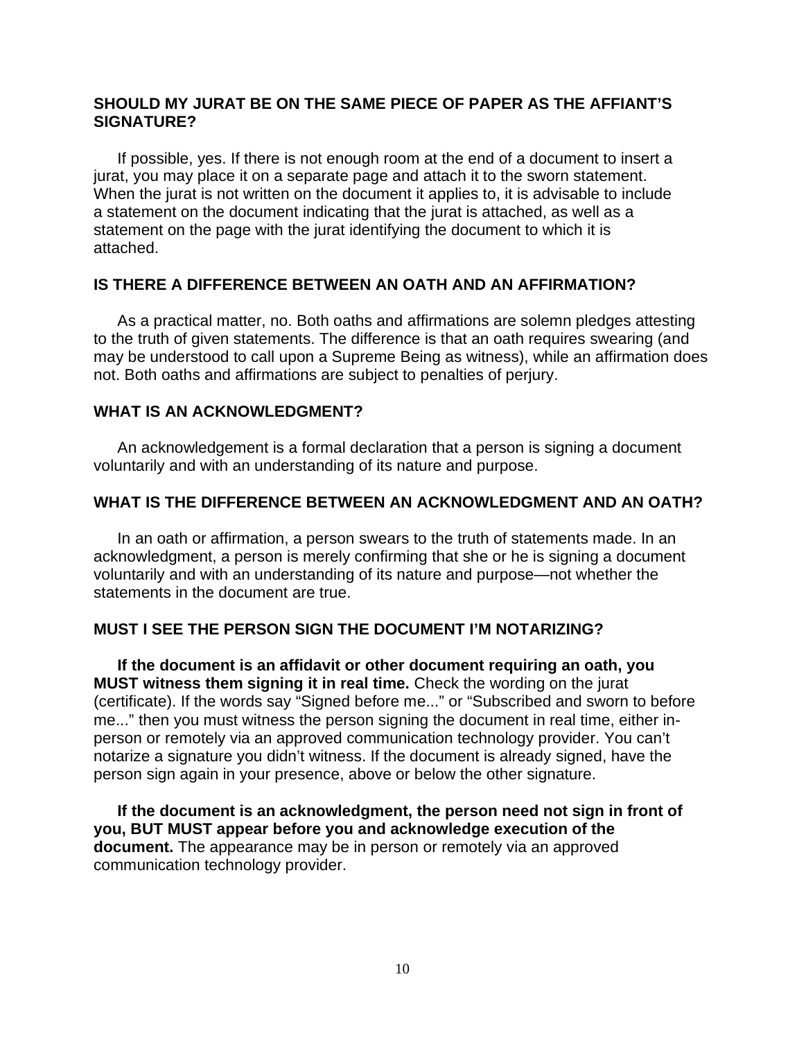### SHOULD MY JURAT BE ON THE SAME PIECE OF PAPER AS THE AFFIANT'S SIGNATURE?

If possible, yes. If there is not enough room at the end of a document to insert a jurat, you may place it on a separate page and attach it to the sworn statement. When the jurat is not written on the document it applies to, it is advisable to include a statement on the document indicating that the jurat is attached, as well as a statement on the page with the jurat identifying the document to which it is attached.

### IS THERE A DIFFERENCE BETWEEN AN OATH AND AN AFFIRMATION?

As a practical matter, no. Both oaths and affirmations are solemn pledges attesting to the truth of given statements. The difference is that an oath requires swearing (and may be understood to call upon a Supreme Being as witness), while an affirmation does not. Both oaths and affirmations are subject to penalties of perjury.

### WHAT IS AN ACKNOWLEDGMENT?

An acknowledgement is a formal declaration that a person is signing a document voluntarily and with an understanding of its nature and purpose.

### WHAT IS THE DIFFERENCE BETWEEN AN ACKNOWLEDGMENT AND AN OATH?

In an oath or affirmation, a person swears to the truth of statements made. In an acknowledgment, a person is merely confirming that she or he is signing a document voluntarily and with an understanding of its nature and purpose—not whether the statements in the document are true.

### MUST I SEE THE PERSON SIGN THE DOCUMENT I'M NOTARIZING?

**If the document is an affidavit or other document requiring an oath, you MUST witness them signing it in real time.** Check the wording on the jurat (certificate). If the words say "Signed before me..." or "Subscribed and sworn to before me..." then you must witness the person signing the document in real time, either in-person or remotely via an approved communication technology provider. You can't notarize a signature you didn't witness. If the document is already signed, have the person sign again in your presence, above or below the other signature.

**If the document is an acknowledgment, the person need not sign in front of you, BUT MUST appear before you and acknowledge execution of the document.** The appearance may be in person or remotely via an approved communication technology provider.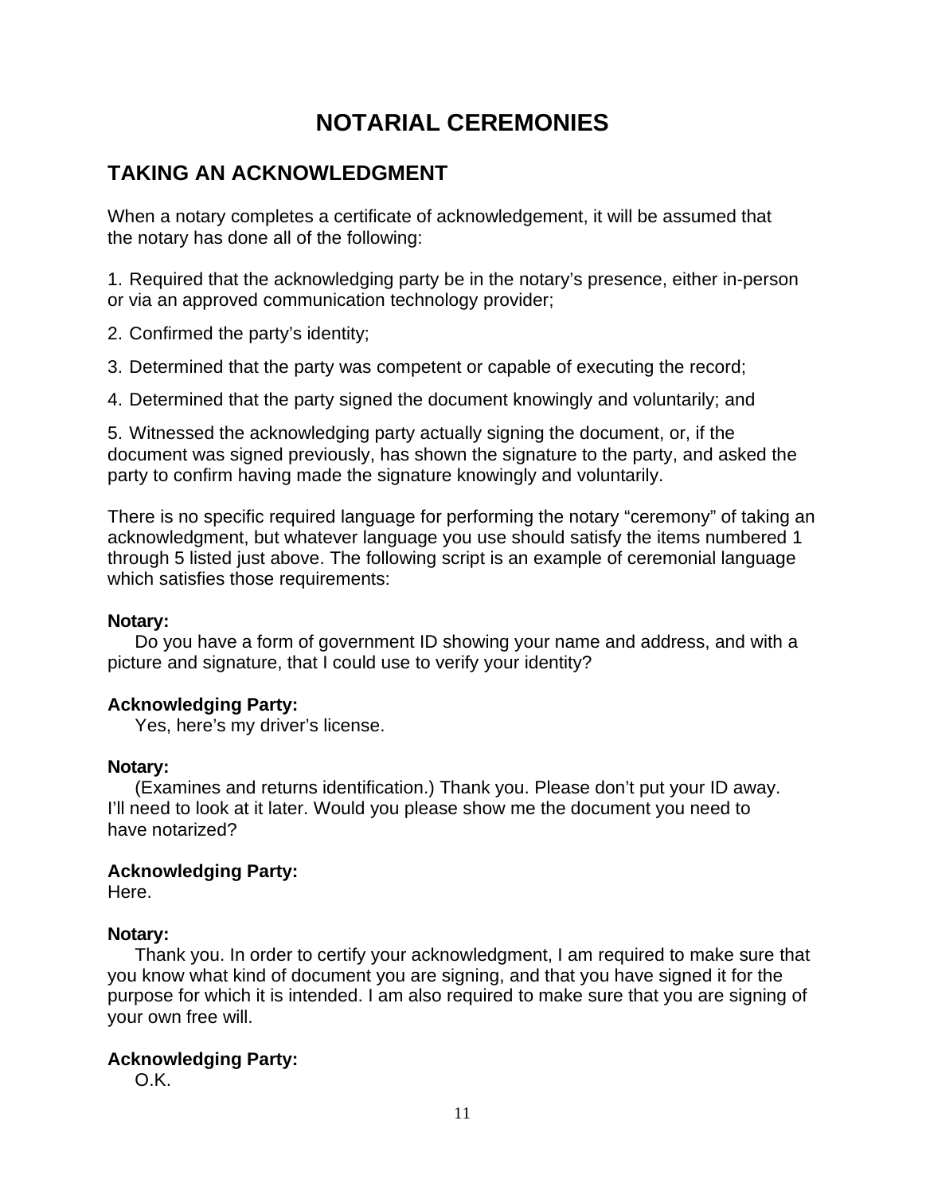# NOTARIAL CEREMONIES

## TAKING AN ACKNOWLEDGMENT

When a notary completes a certificate of acknowledgement, it will be assumed that the notary has done all of the following:

1. Required that the acknowledging party be in the notary's presence, either in-person or via an approved communication technology provider;

2. Confirmed the party's identity;

3. Determined that the party was competent or capable of executing the record;

4. Determined that the party signed the document knowingly and voluntarily; and

5. Witnessed the acknowledging party actually signing the document, or, if the document was signed previously, has shown the signature to the party, and asked the party to confirm having made the signature knowingly and voluntarily.

There is no specific required language for performing the notary "ceremony" of taking an acknowledgment, but whatever language you use should satisfy the items numbered 1 through 5 listed just above. The following script is an example of ceremonial language which satisfies those requirements:

**Notary:**
Do you have a form of government ID showing your name and address, and with a picture and signature, that I could use to verify your identity?

**Acknowledging Party:**
Yes, here's my driver's license.

**Notary:**
(Examines and returns identification.) Thank you. Please don't put your ID away. I'll need to look at it later. Would you please show me the document you need to have notarized?

**Acknowledging Party:**
Here.

**Notary:**
Thank you. In order to certify your acknowledgment, I am required to make sure that you know what kind of document you are signing, and that you have signed it for the purpose for which it is intended. I am also required to make sure that you are signing of your own free will.

**Acknowledging Party:**
O.K.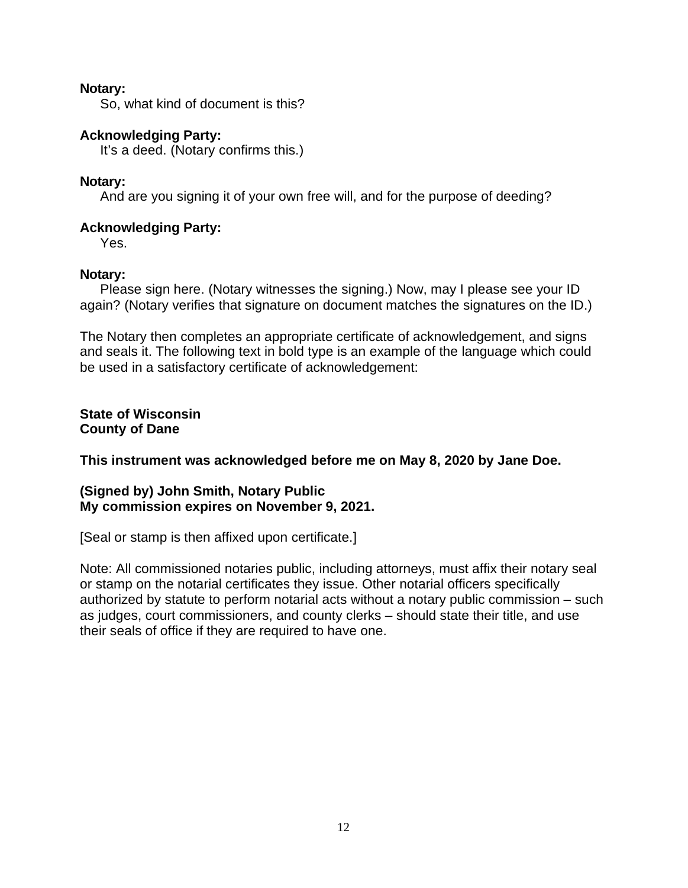**Notary:**
So, what kind of document is this?

**Acknowledging Party:**
It's a deed. (Notary confirms this.)

**Notary:**
And are you signing it of your own free will, and for the purpose of deeding?

**Acknowledging Party:**
Yes.

**Notary:**
Please sign here. (Notary witnesses the signing.) Now, may I please see your ID again? (Notary verifies that signature on document matches the signatures on the ID.)

The Notary then completes an appropriate certificate of acknowledgement, and signs and seals it. The following text in bold type is an example of the language which could be used in a satisfactory certificate of acknowledgement:

**State of Wisconsin**
**County of Dane**

**This instrument was acknowledged before me on May 8, 2020 by Jane Doe.**

**(Signed by) John Smith, Notary Public**
**My commission expires on November 9, 2021.**

[Seal or stamp is then affixed upon certificate.]

Note: All commissioned notaries public, including attorneys, must affix their notary seal or stamp on the notarial certificates they issue. Other notarial officers specifically authorized by statute to perform notarial acts without a notary public commission – such as judges, court commissioners, and county clerks – should state their title, and use their seals of office if they are required to have one.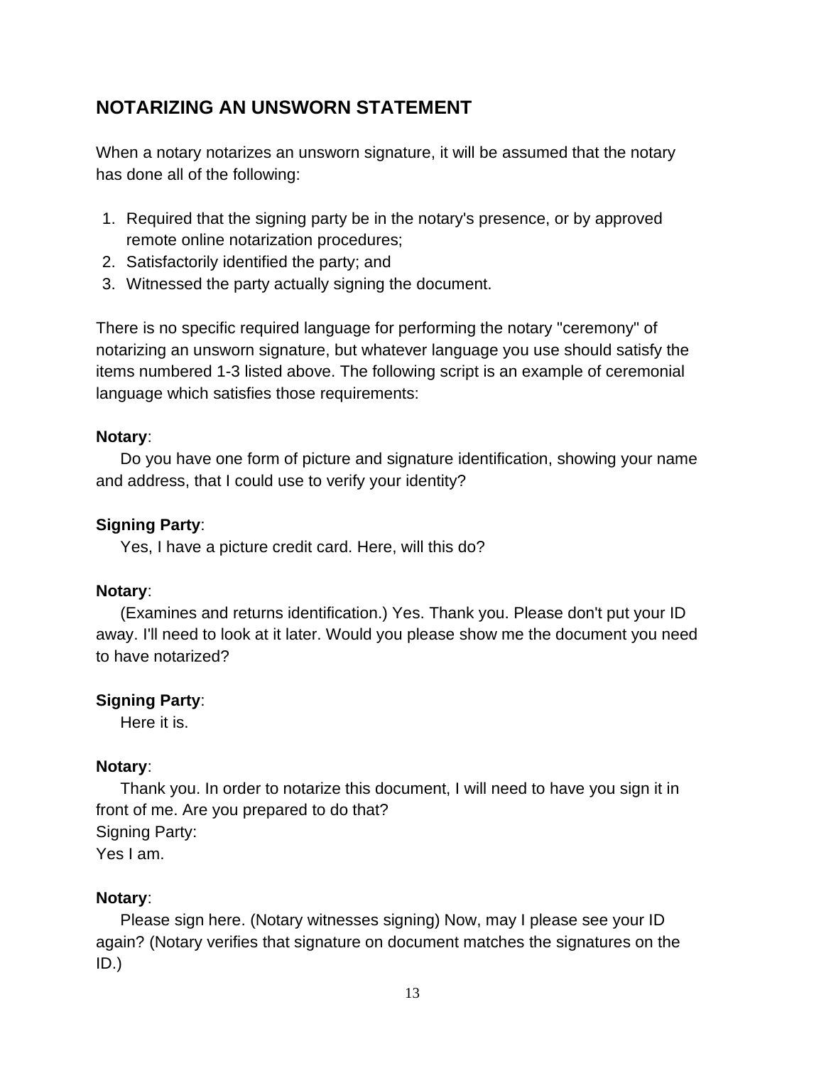## NOTARIZING AN UNSWORN STATEMENT

When a notary notarizes an unsworn signature, it will be assumed that the notary has done all of the following:

1. Required that the signing party be in the notary's presence, or by approved remote online notarization procedures;
2. Satisfactorily identified the party; and
3. Witnessed the party actually signing the document.

There is no specific required language for performing the notary "ceremony" of notarizing an unsworn signature, but whatever language you use should satisfy the items numbered 1-3 listed above. The following script is an example of ceremonial language which satisfies those requirements:

**Notary**:
Do you have one form of picture and signature identification, showing your name and address, that I could use to verify your identity?

**Signing Party**:
Yes, I have a picture credit card. Here, will this do?

**Notary**:
(Examines and returns identification.) Yes. Thank you. Please don't put your ID away. I'll need to look at it later. Would you please show me the document you need to have notarized?

**Signing Party**:
Here it is.

**Notary**:
Thank you. In order to notarize this document, I will need to have you sign it in front of me. Are you prepared to do that?
Signing Party:
Yes I am.

**Notary**:
Please sign here. (Notary witnesses signing) Now, may I please see your ID again? (Notary verifies that signature on document matches the signatures on the ID.)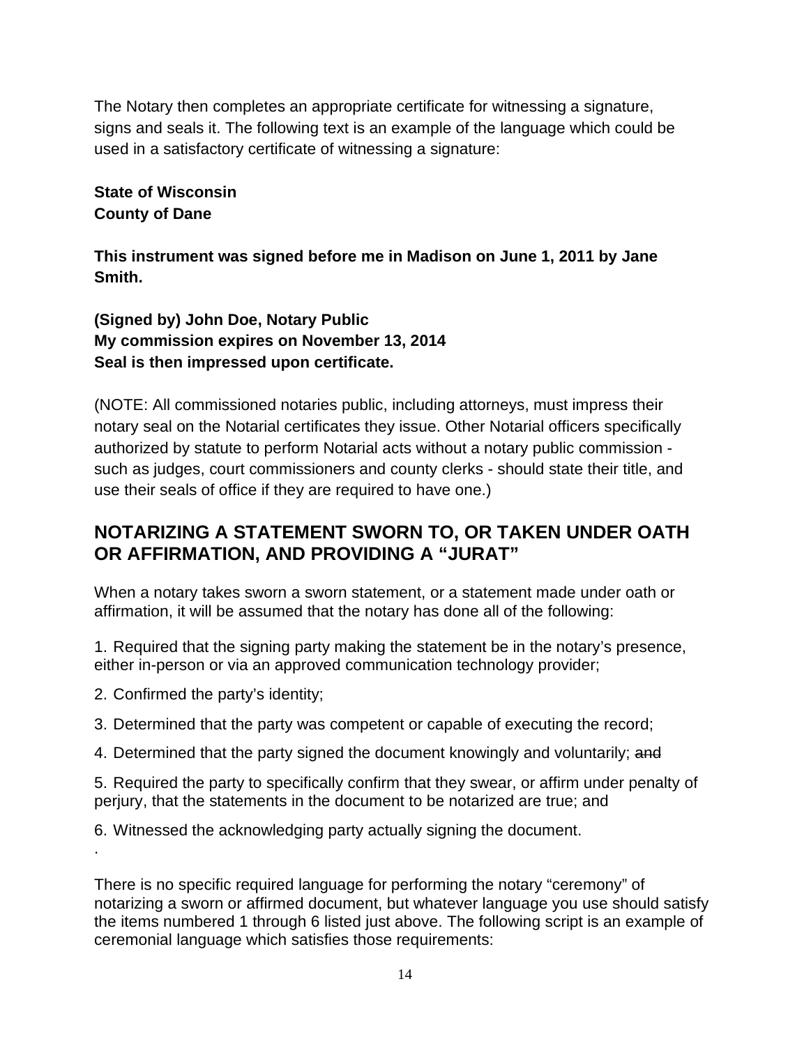The Notary then completes an appropriate certificate for witnessing a signature, signs and seals it. The following text is an example of the language which could be used in a satisfactory certificate of witnessing a signature:

**State of Wisconsin**
**County of Dane**

**This instrument was signed before me in Madison on June 1, 2011 by Jane Smith.**

**(Signed by) John Doe, Notary Public**
**My commission expires on November 13, 2014**
**Seal is then impressed upon certificate.**

(NOTE: All commissioned notaries public, including attorneys, must impress their notary seal on the Notarial certificates they issue. Other Notarial officers specifically authorized by statute to perform Notarial acts without a notary public commission - such as judges, court commissioners and county clerks - should state their title, and use their seals of office if they are required to have one.)

## NOTARIZING A STATEMENT SWORN TO, OR TAKEN UNDER OATH OR AFFIRMATION, AND PROVIDING A "JURAT"

When a notary takes sworn a sworn statement, or a statement made under oath or affirmation, it will be assumed that the notary has done all of the following:

1. Required that the signing party making the statement be in the notary's presence, either in-person or via an approved communication technology provider;

2. Confirmed the party's identity;

3. Determined that the party was competent or capable of executing the record;

4. Determined that the party signed the document knowingly and voluntarily; ~~and~~

5. Required the party to specifically confirm that they swear, or affirm under penalty of perjury, that the statements in the document to be notarized are true; and

6. Witnessed the acknowledging party actually signing the document.

.

There is no specific required language for performing the notary "ceremony" of notarizing a sworn or affirmed document, but whatever language you use should satisfy the items numbered 1 through 6 listed just above. The following script is an example of ceremonial language which satisfies those requirements: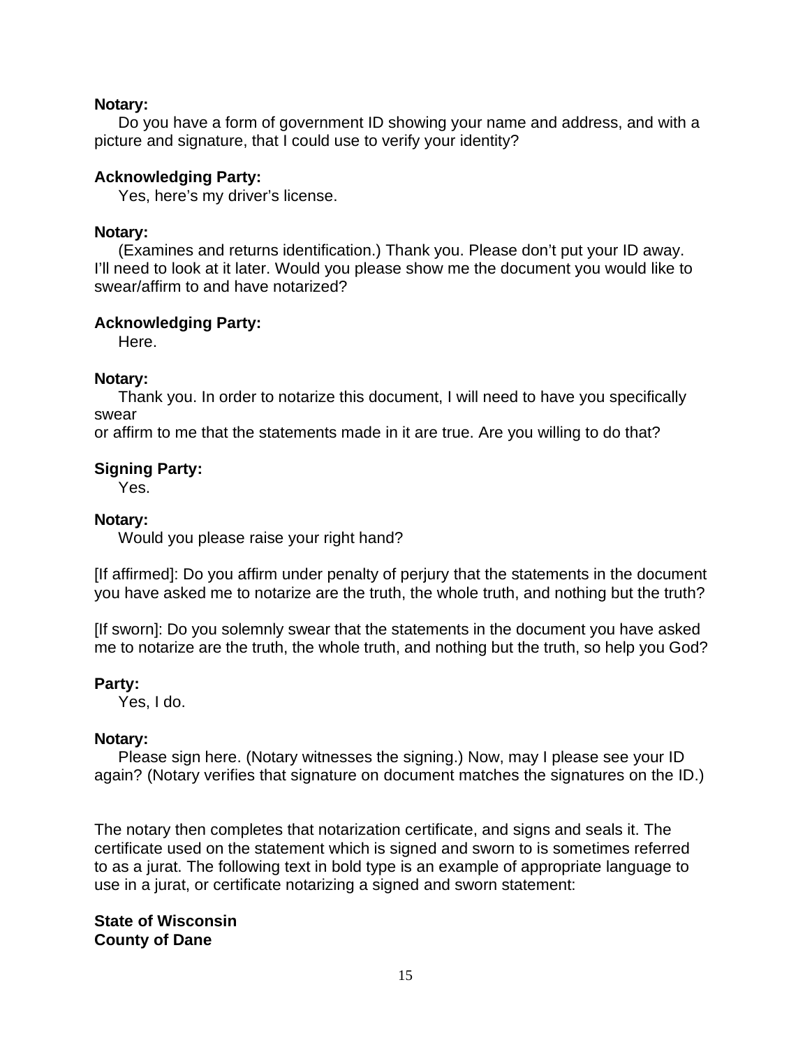**Notary:**
Do you have a form of government ID showing your name and address, and with a picture and signature, that I could use to verify your identity?

**Acknowledging Party:**
Yes, here's my driver's license.

**Notary:**
(Examines and returns identification.) Thank you. Please don't put your ID away. I'll need to look at it later. Would you please show me the document you would like to swear/affirm to and have notarized?

**Acknowledging Party:**
Here.

**Notary:**
Thank you. In order to notarize this document, I will need to have you specifically swear
or affirm to me that the statements made in it are true. Are you willing to do that?

**Signing Party:**
Yes.

**Notary:**
Would you please raise your right hand?

[If affirmed]: Do you affirm under penalty of perjury that the statements in the document you have asked me to notarize are the truth, the whole truth, and nothing but the truth?

[If sworn]: Do you solemnly swear that the statements in the document you have asked me to notarize are the truth, the whole truth, and nothing but the truth, so help you God?

**Party:**
Yes, I do.

**Notary:**
Please sign here. (Notary witnesses the signing.) Now, may I please see your ID again? (Notary verifies that signature on document matches the signatures on the ID.)

The notary then completes that notarization certificate, and signs and seals it. The certificate used on the statement which is signed and sworn to is sometimes referred to as a jurat. The following text in bold type is an example of appropriate language to use in a jurat, or certificate notarizing a signed and sworn statement:

**State of Wisconsin**
**County of Dane**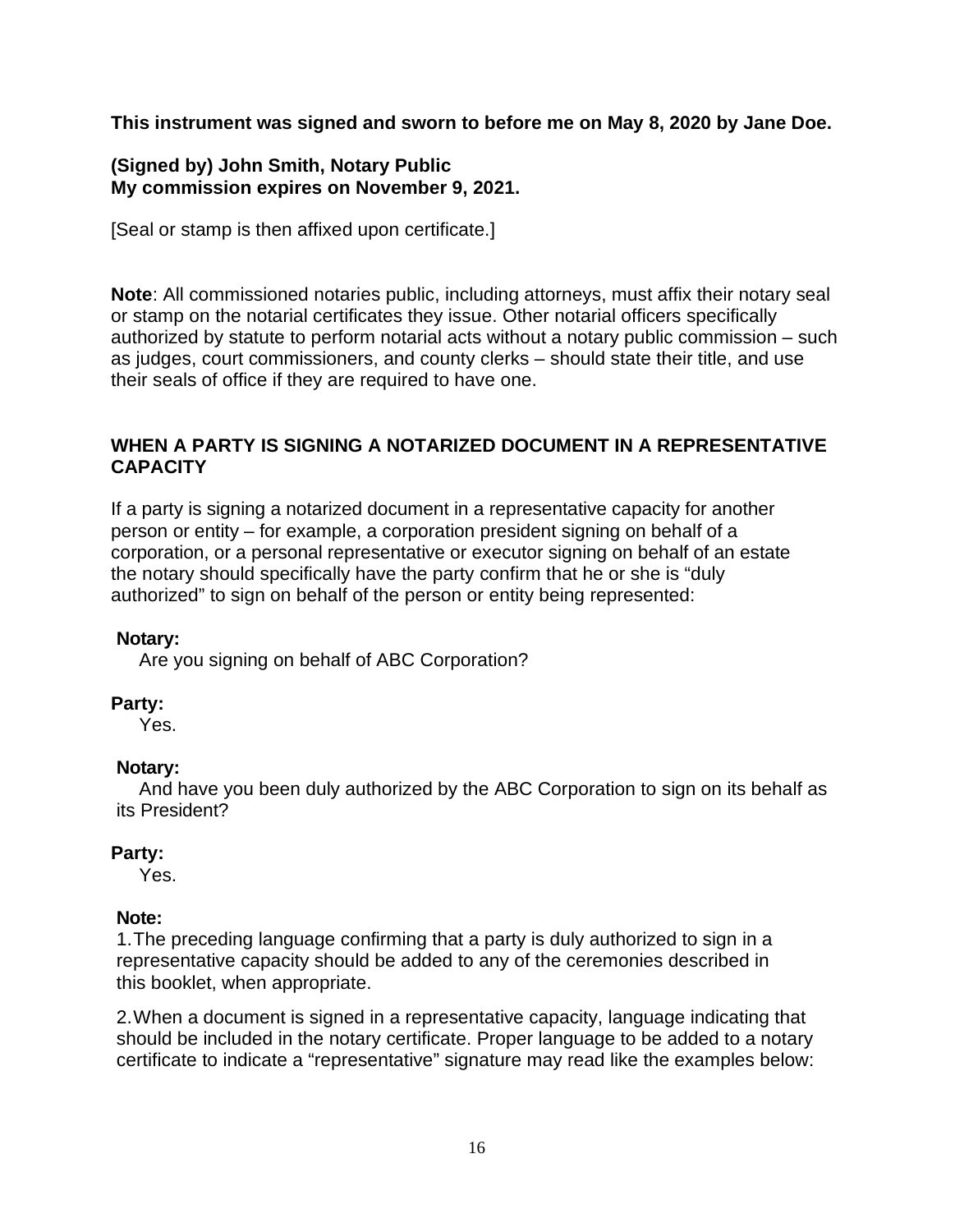**This instrument was signed and sworn to before me on May 8, 2020 by Jane Doe.**

**(Signed by) John Smith, Notary Public**
**My commission expires on November 9, 2021.**

[Seal or stamp is then affixed upon certificate.]

**Note**: All commissioned notaries public, including attorneys, must affix their notary seal or stamp on the notarial certificates they issue. Other notarial officers specifically authorized by statute to perform notarial acts without a notary public commission – such as judges, court commissioners, and county clerks – should state their title, and use their seals of office if they are required to have one.

## WHEN A PARTY IS SIGNING A NOTARIZED DOCUMENT IN A REPRESENTATIVE CAPACITY

If a party is signing a notarized document in a representative capacity for another person or entity – for example, a corporation president signing on behalf of a corporation, or a personal representative or executor signing on behalf of an estate the notary should specifically have the party confirm that he or she is "duly authorized" to sign on behalf of the person or entity being represented:

**Notary:**
Are you signing on behalf of ABC Corporation?

**Party:**
Yes.

**Notary:**
And have you been duly authorized by the ABC Corporation to sign on its behalf as its President?

**Party:**
Yes.

**Note:**

1. The preceding language confirming that a party is duly authorized to sign in a representative capacity should be added to any of the ceremonies described in this booklet, when appropriate.
2. When a document is signed in a representative capacity, language indicating that should be included in the notary certificate. Proper language to be added to a notary certificate to indicate a "representative" signature may read like the examples below: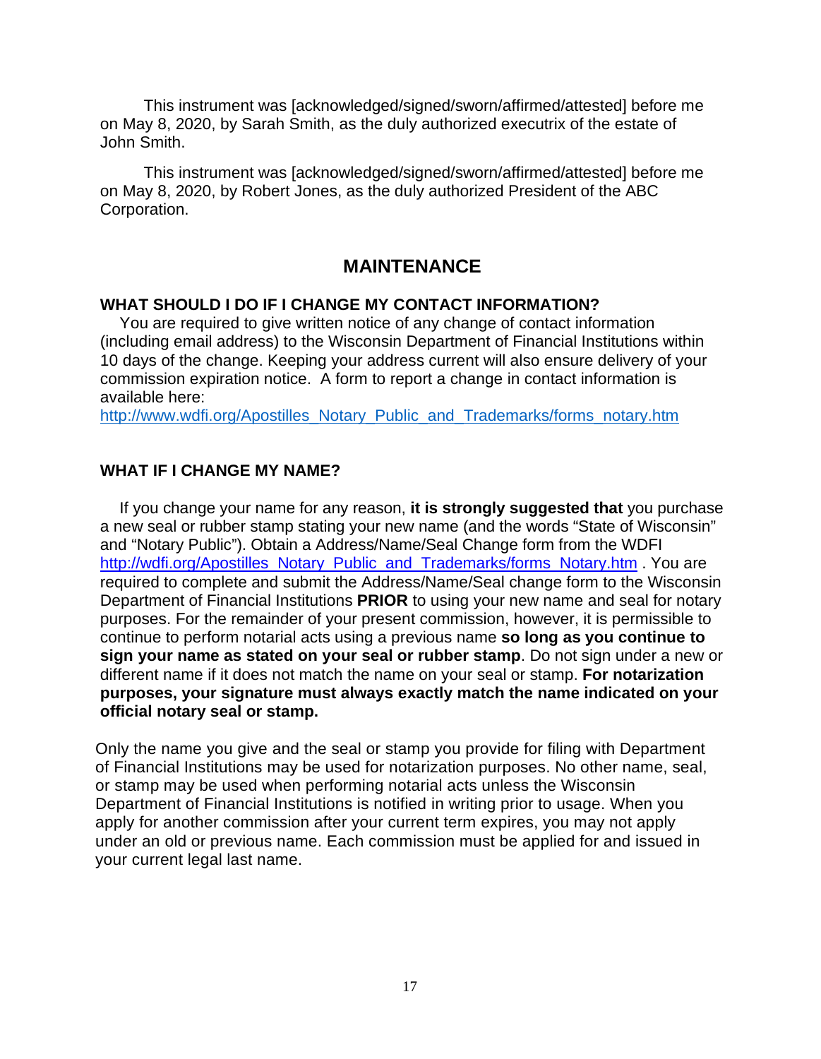This instrument was [acknowledged/signed/sworn/affirmed/attested] before me on May 8, 2020, by Sarah Smith, as the duly authorized executrix of the estate of John Smith.

This instrument was [acknowledged/signed/sworn/affirmed/attested] before me on May 8, 2020, by Robert Jones, as the duly authorized President of the ABC Corporation.

## MAINTENANCE

### WHAT SHOULD I DO IF I CHANGE MY CONTACT INFORMATION?

You are required to give written notice of any change of contact information (including email address) to the Wisconsin Department of Financial Institutions within 10 days of the change. Keeping your address current will also ensure delivery of your commission expiration notice. A form to report a change in contact information is available here: [http://www.wdfi.org/Apostilles_Notary_Public_and_Trademarks/forms_notary.htm](http://www.wdfi.org/Apostilles_Notary_Public_and_Trademarks/forms_notary.htm)

### WHAT IF I CHANGE MY NAME?

If you change your name for any reason, **it is strongly suggested that** you purchase a new seal or rubber stamp stating your new name (and the words "State of Wisconsin" and "Notary Public"). Obtain a Address/Name/Seal Change form from the WDFI [http://wdfi.org/Apostilles_Notary_Public_and_Trademarks/forms_Notary.htm](http://wdfi.org/Apostilles_Notary_Public_and_Trademarks/forms_Notary.htm) . You are required to complete and submit the Address/Name/Seal change form to the Wisconsin Department of Financial Institutions **PRIOR** to using your new name and seal for notary purposes. For the remainder of your present commission, however, it is permissible to continue to perform notarial acts using a previous name **so long as you continue to sign your name as stated on your seal or rubber stamp**. Do not sign under a new or different name if it does not match the name on your seal or stamp. **For notarization purposes, your signature must always exactly match the name indicated on your official notary seal or stamp.**

Only the name you give and the seal or stamp you provide for filing with Department of Financial Institutions may be used for notarization purposes. No other name, seal, or stamp may be used when performing notarial acts unless the Wisconsin Department of Financial Institutions is notified in writing prior to usage. When you apply for another commission after your current term expires, you may not apply under an old or previous name. Each commission must be applied for and issued in your current legal last name.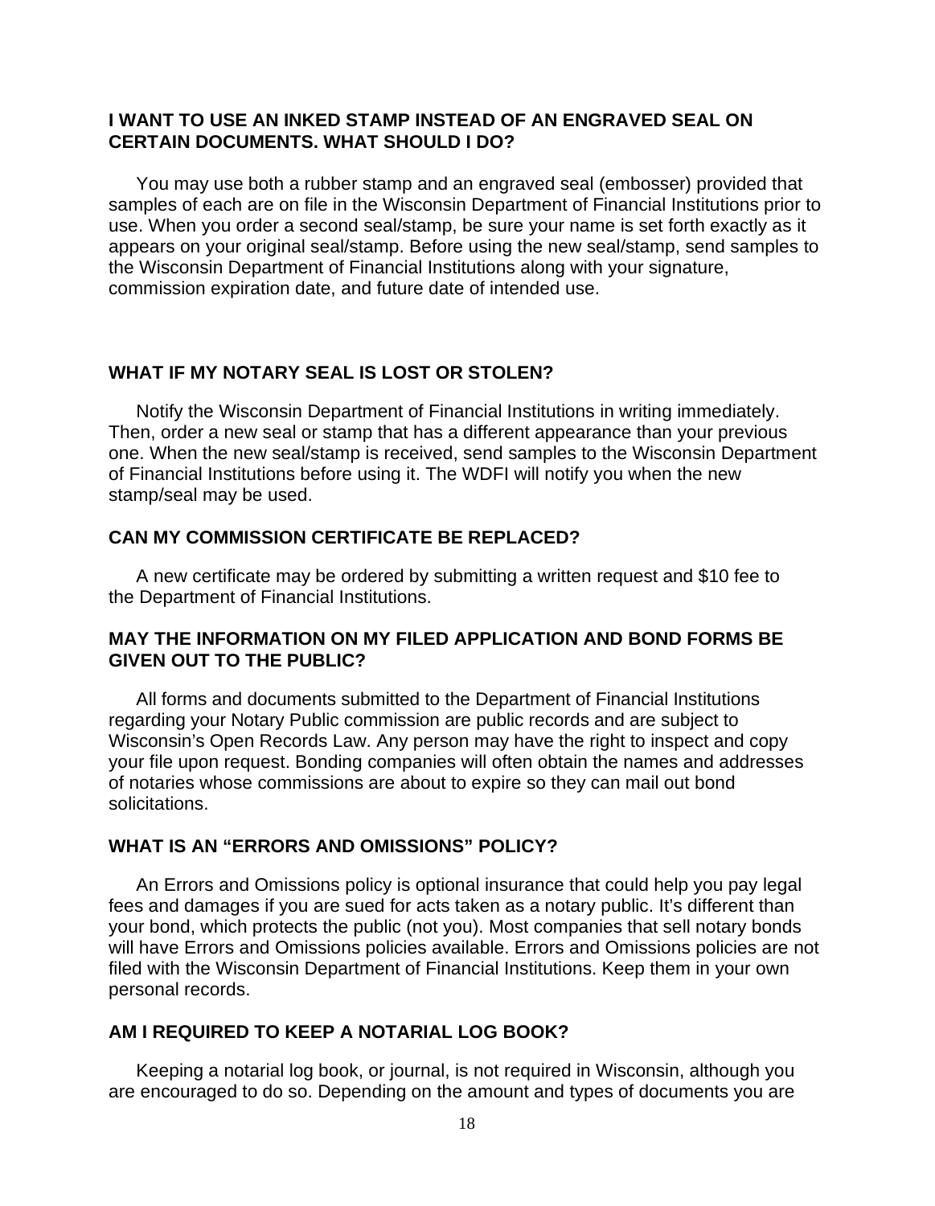### I WANT TO USE AN INKED STAMP INSTEAD OF AN ENGRAVED SEAL ON CERTAIN DOCUMENTS. WHAT SHOULD I DO?

You may use both a rubber stamp and an engraved seal (embosser) provided that samples of each are on file in the Wisconsin Department of Financial Institutions prior to use. When you order a second seal/stamp, be sure your name is set forth exactly as it appears on your original seal/stamp. Before using the new seal/stamp, send samples to the Wisconsin Department of Financial Institutions along with your signature, commission expiration date, and future date of intended use.

### WHAT IF MY NOTARY SEAL IS LOST OR STOLEN?

Notify the Wisconsin Department of Financial Institutions in writing immediately. Then, order a new seal or stamp that has a different appearance than your previous one. When the new seal/stamp is received, send samples to the Wisconsin Department of Financial Institutions before using it. The WDFI will notify you when the new stamp/seal may be used.

### CAN MY COMMISSION CERTIFICATE BE REPLACED?

A new certificate may be ordered by submitting a written request and $10 fee to the Department of Financial Institutions.

### MAY THE INFORMATION ON MY FILED APPLICATION AND BOND FORMS BE GIVEN OUT TO THE PUBLIC?

All forms and documents submitted to the Department of Financial Institutions regarding your Notary Public commission are public records and are subject to Wisconsin's Open Records Law. Any person may have the right to inspect and copy your file upon request. Bonding companies will often obtain the names and addresses of notaries whose commissions are about to expire so they can mail out bond solicitations.

### WHAT IS AN "ERRORS AND OMISSIONS" POLICY?

An Errors and Omissions policy is optional insurance that could help you pay legal fees and damages if you are sued for acts taken as a notary public. It's different than your bond, which protects the public (not you). Most companies that sell notary bonds will have Errors and Omissions policies available. Errors and Omissions policies are not filed with the Wisconsin Department of Financial Institutions. Keep them in your own personal records.

### AM I REQUIRED TO KEEP A NOTARIAL LOG BOOK?

Keeping a notarial log book, or journal, is not required in Wisconsin, although you are encouraged to do so. Depending on the amount and types of documents you are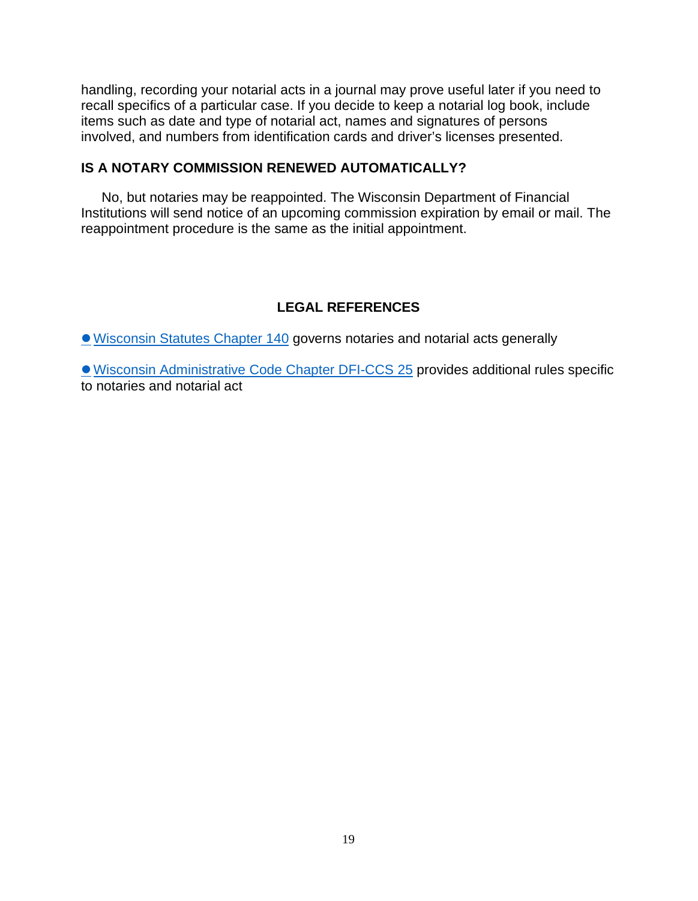handling, recording your notarial acts in a journal may prove useful later if you need to recall specifics of a particular case. If you decide to keep a notarial log book, include items such as date and type of notarial act, names and signatures of persons involved, and numbers from identification cards and driver's licenses presented.

## IS A NOTARY COMMISSION RENEWED AUTOMATICALLY?

No, but notaries may be reappointed. The Wisconsin Department of Financial Institutions will send notice of an upcoming commission expiration by email or mail. The reappointment procedure is the same as the initial appointment.

## LEGAL REFERENCES

- Wisconsin Statutes Chapter 140 governs notaries and notarial acts generally
- Wisconsin Administrative Code Chapter DFI-CCS 25 provides additional rules specific to notaries and notarial act